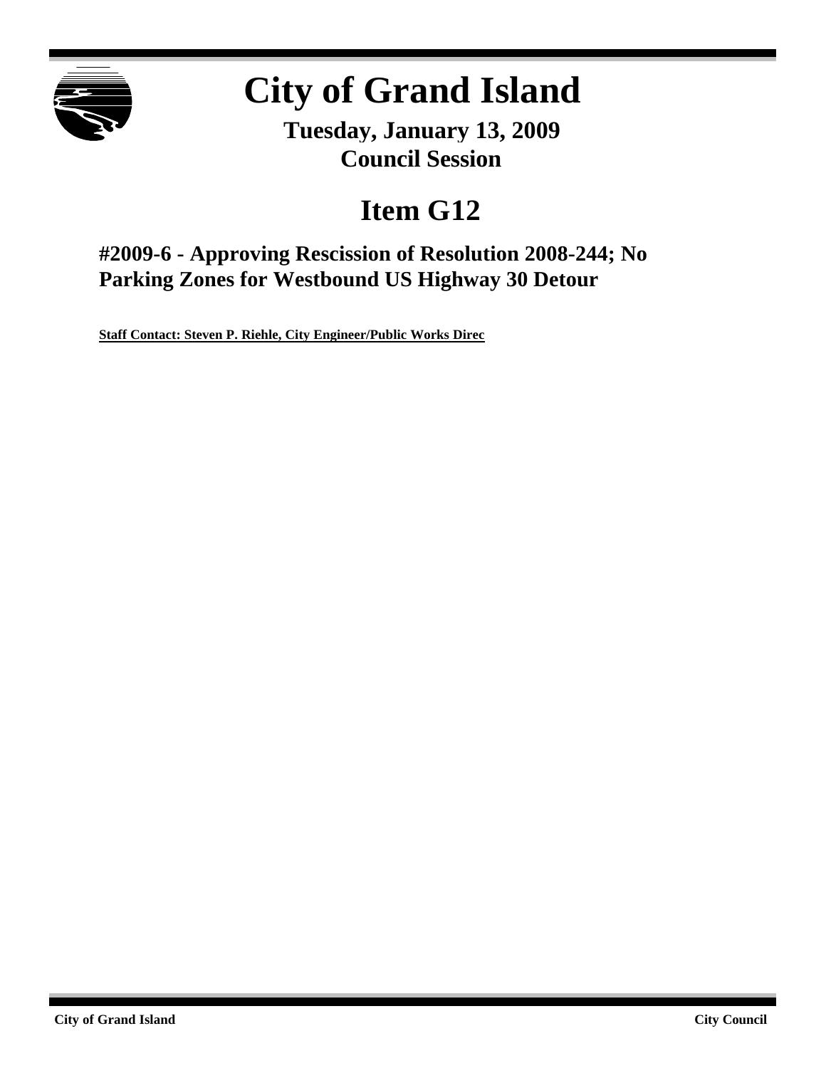# City of Grand Island

**Tuesday, January 13, 2009**
**Council Session**

## Item G12

### #2009-6 - Approving Rescission of Resolution 2008-244; No Parking Zones for Westbound US Highway 30 Detour

**Staff Contact: Steven P. Riehle, City Engineer/Public Works Direc**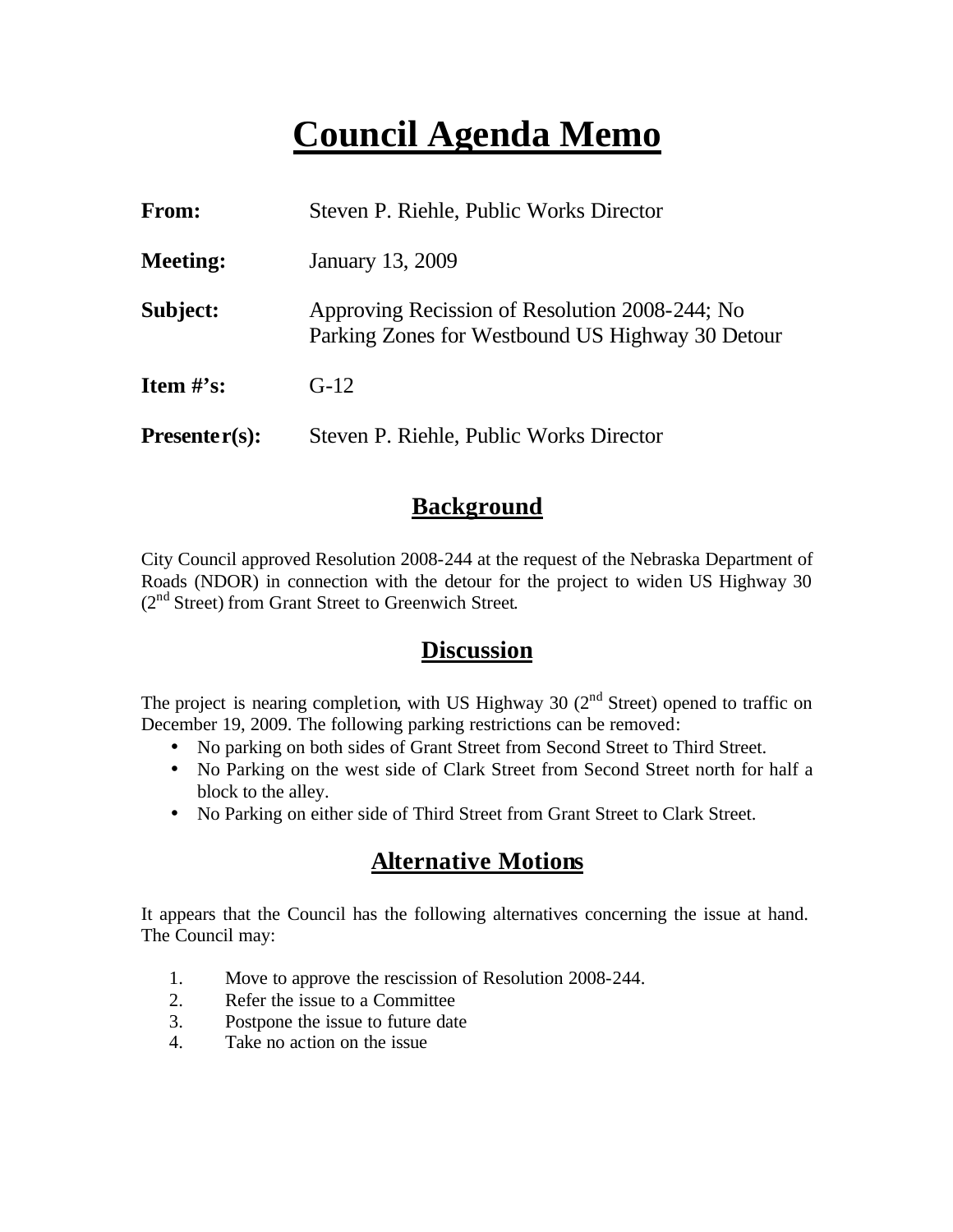# Council Agenda Memo

**From:** Steven P. Riehle, Public Works Director

**Meeting:** January 13, 2009

**Subject:** Approving Recission of Resolution 2008-244; No Parking Zones for Westbound US Highway 30 Detour

**Item #'s:** G-12

**Presenter(s):** Steven P. Riehle, Public Works Director

## Background

City Council approved Resolution 2008-244 at the request of the Nebraska Department of Roads (NDOR) in connection with the detour for the project to widen US Highway 30 (2nd Street) from Grant Street to Greenwich Street.

## Discussion

The project is nearing completion, with US Highway 30 (2nd Street) opened to traffic on December 19, 2009. The following parking restrictions can be removed:

- No parking on both sides of Grant Street from Second Street to Third Street.
- No Parking on the west side of Clark Street from Second Street north for half a block to the alley.
- No Parking on either side of Third Street from Grant Street to Clark Street.

## Alternative Motions

It appears that the Council has the following alternatives concerning the issue at hand. The Council may:

1. Move to approve the rescission of Resolution 2008-244.
2. Refer the issue to a Committee
3. Postpone the issue to future date
4. Take no action on the issue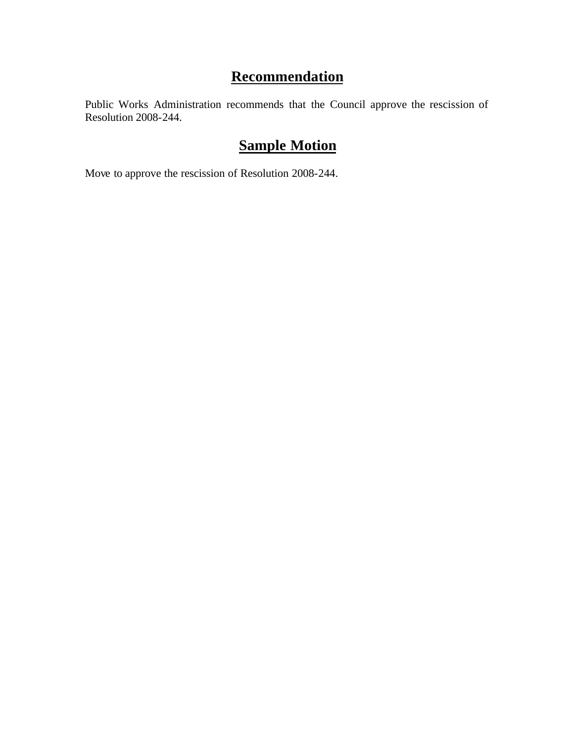## Recommendation

Public Works Administration recommends that the Council approve the rescission of Resolution 2008-244.

## Sample Motion

Move to approve the rescission of Resolution 2008-244.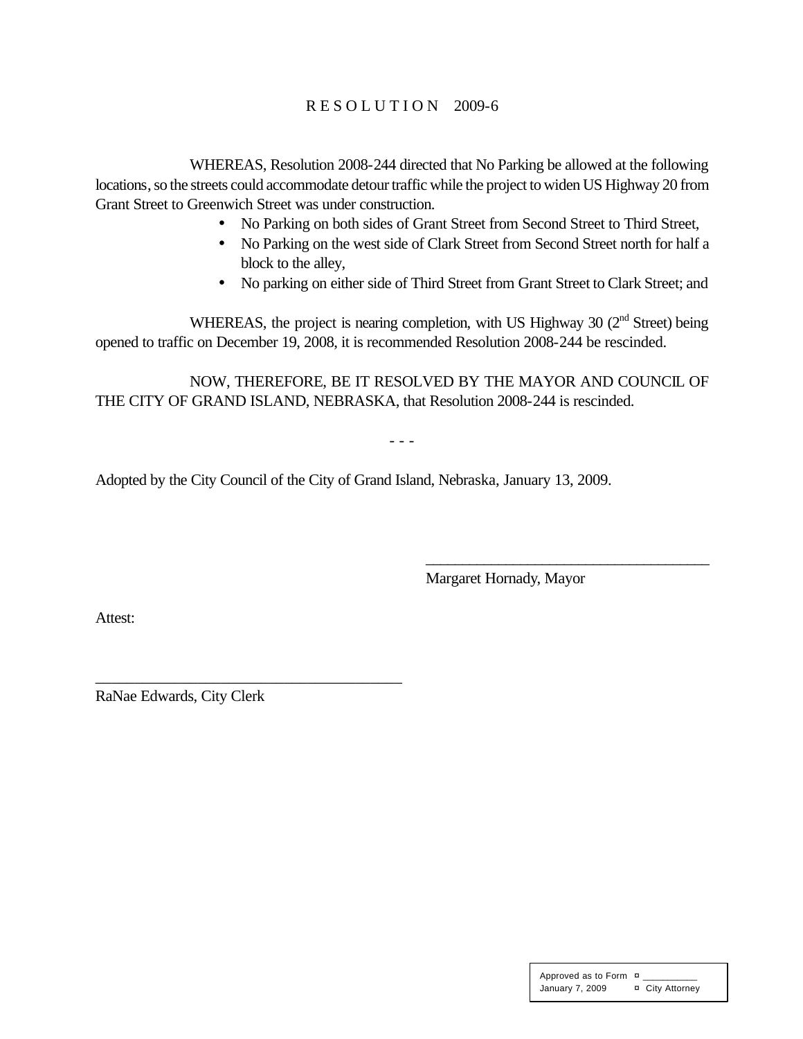# RESOLUTION 2009-6

WHEREAS, Resolution 2008-244 directed that No Parking be allowed at the following locations, so the streets could accommodate detour traffic while the project to widen US Highway 20 from Grant Street to Greenwich Street was under construction.

- No Parking on both sides of Grant Street from Second Street to Third Street,
- No Parking on the west side of Clark Street from Second Street north for half a block to the alley,
- No parking on either side of Third Street from Grant Street to Clark Street; and

WHEREAS, the project is nearing completion, with US Highway 30 (2nd Street) being opened to traffic on December 19, 2008, it is recommended Resolution 2008-244 be rescinded.

NOW, THEREFORE, BE IT RESOLVED BY THE MAYOR AND COUNCIL OF THE CITY OF GRAND ISLAND, NEBRASKA, that Resolution 2008-244 is rescinded.

- - -

Adopted by the City Council of the City of Grand Island, Nebraska, January 13, 2009.

_____________________________________
Margaret Hornady, Mayor

Attest:

_____________________________________
RaNae Edwards, City Clerk

| | |
|---|---|
| Approved as to Form | ¤ __________ |
| January 7, 2009 | ¤ City Attorney |